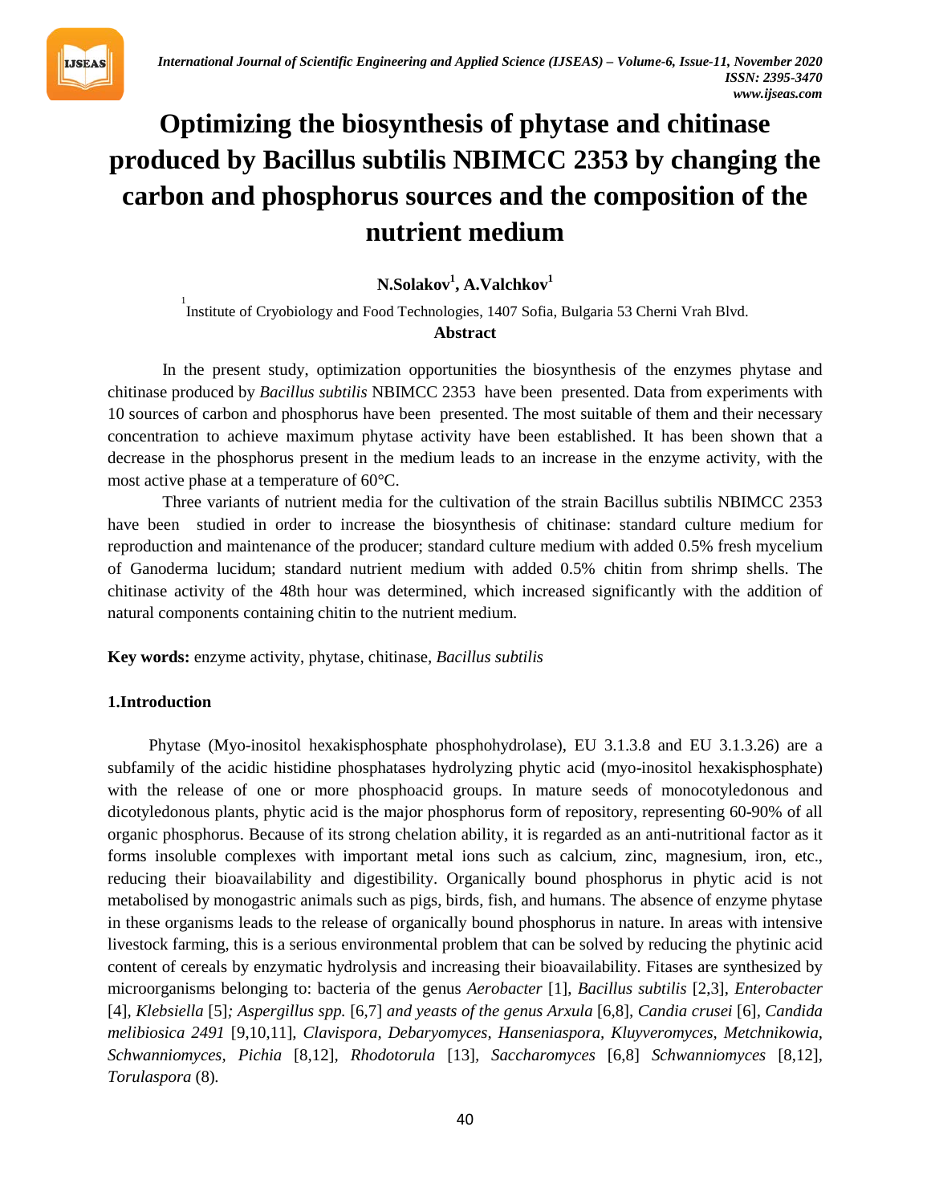# Optimizing the biosynthesis of phytase and chitinase produced by Bacillus subtilis NBIMCC 2353 by changing the carbon and phosphorus sources and the composition of the nutrient medium

**N.Solakov[1], A.Valchkov[1]**

[1] Institute of Cryobiology and Food Technologies, 1407 Sofia, Bulgaria 53 Cherni Vrah Blvd.

**Abstract**

In the present study, optimization opportunities the biosynthesis of the enzymes phytase and chitinase produced by *Bacillus subtilis* NBIMCC 2353 have been presented. Data from experiments with 10 sources of carbon and phosphorus have been presented. The most suitable of them and their necessary concentration to achieve maximum phytase activity have been established. It has been shown that a decrease in the phosphorus present in the medium leads to an increase in the enzyme activity, with the most active phase at a temperature of 60°C.

Three variants of nutrient media for the cultivation of the strain Bacillus subtilis NBIMCC 2353 have been studied in order to increase the biosynthesis of chitinase: standard culture medium for reproduction and maintenance of the producer; standard culture medium with added 0.5% fresh mycelium of Ganoderma lucidum; standard nutrient medium with added 0.5% chitin from shrimp shells. The chitinase activity of the 48th hour was determined, which increased significantly with the addition of natural components containing chitin to the nutrient medium.

**Key words:** enzyme activity, phytase, chitinase, *Bacillus subtilis*

## 1.Introduction

Phytase (Myo-inositol hexakisphosphate phosphohydrolase), EU 3.1.3.8 and EU 3.1.3.26) are a subfamily of the acidic histidine phosphatases hydrolyzing phytic acid (myo-inositol hexakisphosphate) with the release of one or more phosphoacid groups. In mature seeds of monocotyledonous and dicotyledonous plants, phytic acid is the major phosphorus form of repository, representing 60-90% of all organic phosphorus. Because of its strong chelation ability, it is regarded as an anti-nutritional factor as it forms insoluble complexes with important metal ions such as calcium, zinc, magnesium, iron, etc., reducing their bioavailability and digestibility. Organically bound phosphorus in phytic acid is not metabolised by monogastric animals such as pigs, birds, fish, and humans. The absence of enzyme phytase in these organisms leads to the release of organically bound phosphorus in nature. In areas with intensive livestock farming, this is a serious environmental problem that can be solved by reducing the phytinic acid content of cereals by enzymatic hydrolysis and increasing their bioavailability. Fitases are synthesized by microorganisms belonging to: bacteria of the genus *Aerobacter* [1], *Bacillus subtilis* [2,3], *Enterobacter* [4], *Klebsiella* [5]*; Aspergillus spp.* [6,7] *and yeasts of the genus Arxula* [6,8], *Candia crusei* [6], *Candida melibiosica 2491* [9,10,11], *Clavispora, Debaryomyces, Hanseniaspora, Kluyveromyces, Metchnikowia, Schwanniomyces, Pichia* [8,12], *Rhodotorula* [13], *Saccharomyces* [6,8] *Schwanniomyces* [8,12], *Torulaspora* (8).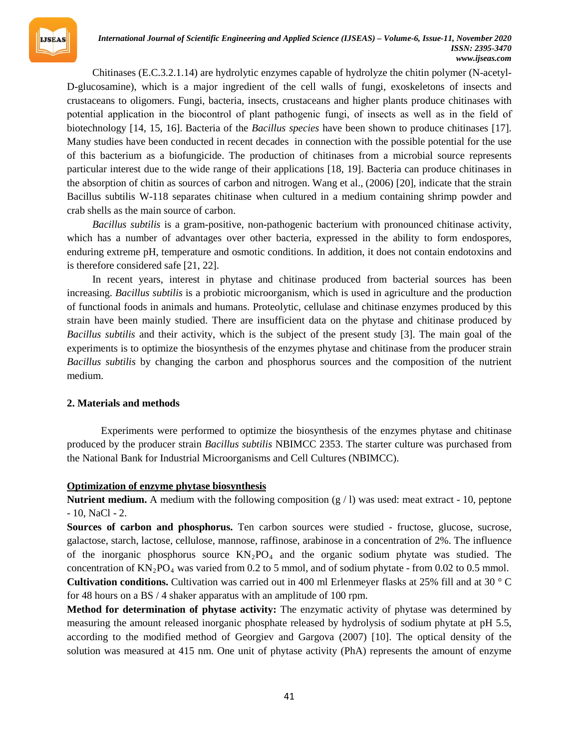Chitinases (E.C.3.2.1.14) are hydrolytic enzymes capable of hydrolyze the chitin polymer (N-acetyl-D-glucosamine), which is a major ingredient of the cell walls of fungi, exoskeletons of insects and crustaceans to oligomers. Fungi, bacteria, insects, crustaceans and higher plants produce chitinases with potential application in the biocontrol of plant pathogenic fungi, of insects as well as in the field of biotechnology [14, 15, 16]. Bacteria of the *Bacillus species* have been shown to produce chitinases [17]. Many studies have been conducted in recent decades in connection with the possible potential for the use of this bacterium as a biofungicide. The production of chitinases from a microbial source represents particular interest due to the wide range of their applications [18, 19]. Bacteria can produce chitinases in the absorption of chitin as sources of carbon and nitrogen. Wang et al., (2006) [20], indicate that the strain Bacillus subtilis W-118 separates chitinase when cultured in a medium containing shrimp powder and crab shells as the main source of carbon.

*Bacillus subtilis* is a gram-positive, non-pathogenic bacterium with pronounced chitinase activity, which has a number of advantages over other bacteria, expressed in the ability to form endospores, enduring extreme pH, temperature and osmotic conditions. In addition, it does not contain endotoxins and is therefore considered safe [21, 22].

In recent years, interest in phytase and chitinase produced from bacterial sources has been increasing. *Bacillus subtilis* is a probiotic microorganism, which is used in agriculture and the production of functional foods in animals and humans. Proteolytic, cellulase and chitinase enzymes produced by this strain have been mainly studied. There are insufficient data on the phytase and chitinase produced by *Bacillus subtilis* and their activity, which is the subject of the present study [3]. The main goal of the experiments is to optimize the biosynthesis of the enzymes phytase and chitinase from the producer strain *Bacillus subtilis* by changing the carbon and phosphorus sources and the composition of the nutrient medium.

## 2. Materials and methods

Experiments were performed to optimize the biosynthesis of the enzymes phytase and chitinase produced by the producer strain *Bacillus subtilis* NBIMCC 2353. The starter culture was purchased from the National Bank for Industrial Microorganisms and Cell Cultures (NBIMCC).

### Optimization of enzyme phytase biosynthesis

**Nutrient medium.** A medium with the following composition (g / l) was used: meat extract - 10, peptone - 10, NaCl - 2.

**Sources of carbon and phosphorus.** Ten carbon sources were studied - fructose, glucose, sucrose, galactose, starch, lactose, cellulose, mannose, raffinose, arabinose in a concentration of 2%. The influence of the inorganic phosphorus source $KN_2PO_4$ and the organic sodium phytate was studied. The concentration of $KN_2PO_4$ was varied from 0.2 to 5 mmol, and of sodium phytate - from 0.02 to 0.5 mmol.

**Cultivation conditions.** Cultivation was carried out in 400 ml Erlenmeyer flasks at 25% fill and at 30 ° C for 48 hours on a BS / 4 shaker apparatus with an amplitude of 100 rpm.

**Method for determination of phytase activity:** The enzymatic activity of phytase was determined by measuring the amount released inorganic phosphate released by hydrolysis of sodium phytate at pH 5.5, according to the modified method of Georgiev and Gargova (2007) [10]. The optical density of the solution was measured at 415 nm. One unit of phytase activity (PhA) represents the amount of enzyme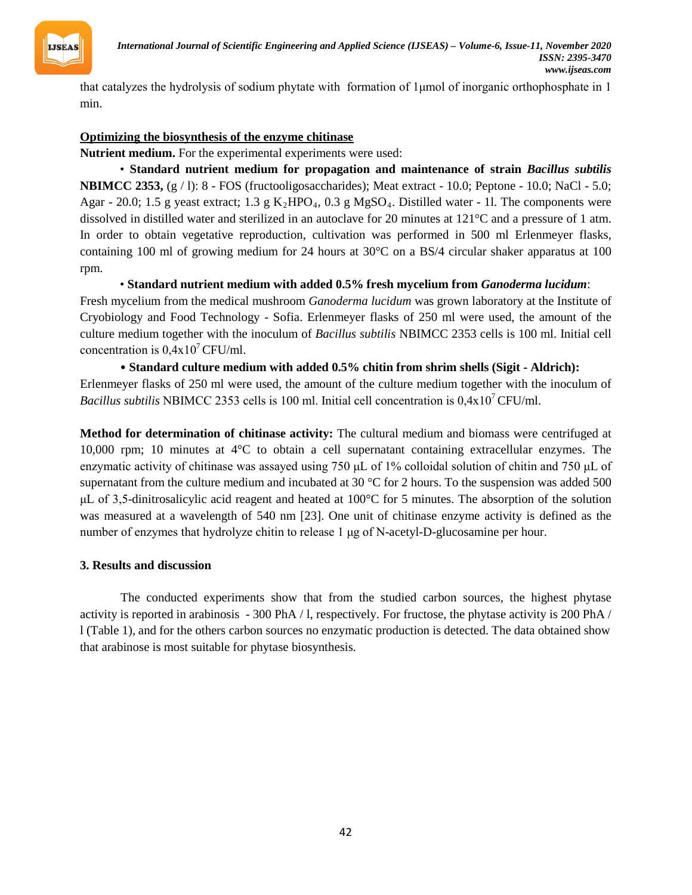that catalyzes the hydrolysis of sodium phytate with formation of 1μmol of inorganic orthophosphate in 1 min.

**Optimizing the biosynthesis of the enzyme chitinase**

**Nutrient medium.** For the experimental experiments were used:

• **Standard nutrient medium for propagation and maintenance of strain *Bacillus subtilis* NBIMCC 2353,** (g / l): 8 - FOS (fructooligosaccharides); Meat extract - 10.0; Peptone - 10.0; NaCl - 5.0; Agar - 20.0; 1.5 g yeast extract; 1.3 g $K_2HPO_4$, 0.3 g $MgSO_4$. Distilled water - 1l. The components were dissolved in distilled water and sterilized in an autoclave for 20 minutes at 121°C and a pressure of 1 atm. In order to obtain vegetative reproduction, cultivation was performed in 500 ml Erlenmeyer flasks, containing 100 ml of growing medium for 24 hours at 30°C on a BS/4 circular shaker apparatus at 100 rpm.

• **Standard nutrient medium with added 0.5% fresh mycelium from *Ganoderma lucidum*:** Fresh mycelium from the medical mushroom *Ganoderma lucidum* was grown laboratory at the Institute of Cryobiology and Food Technology - Sofia. Erlenmeyer flasks of 250 ml were used, the amount of the culture medium together with the inoculum of *Bacillus subtilis* NBIMCC 2353 cells is 100 ml. Initial cell concentration is $0{,}4x10^7$ CFU/ml.

• **Standard culture medium with added 0.5% chitin from shrim shells (Sigit - Aldrich):** Erlenmeyer flasks of 250 ml were used, the amount of the culture medium together with the inoculum of *Bacillus subtilis* NBIMCC 2353 cells is 100 ml. Initial cell concentration is $0{,}4x10^7$ CFU/ml.

**Method for determination of chitinase activity:** The cultural medium and biomass were centrifuged at 10,000 rpm; 10 minutes at 4°C to obtain a cell supernatant containing extracellular enzymes. The enzymatic activity of chitinase was assayed using 750 μL of 1% colloidal solution of chitin and 750 μL of supernatant from the culture medium and incubated at 30 °C for 2 hours. To the suspension was added 500 μL of 3,5-dinitrosalicylic acid reagent and heated at 100°C for 5 minutes. The absorption of the solution was measured at a wavelength of 540 nm [23]. One unit of chitinase enzyme activity is defined as the number of enzymes that hydrolyze chitin to release 1 μg of N-acetyl-D-glucosamine per hour.

## 3. Results and discussion

The conducted experiments show that from the studied carbon sources, the highest phytase activity is reported in arabinosis - 300 PhA / l, respectively. For fructose, the phytase activity is 200 PhA / l (Table 1), and for the others carbon sources no enzymatic production is detected. The data obtained show that arabinose is most suitable for phytase biosynthesis.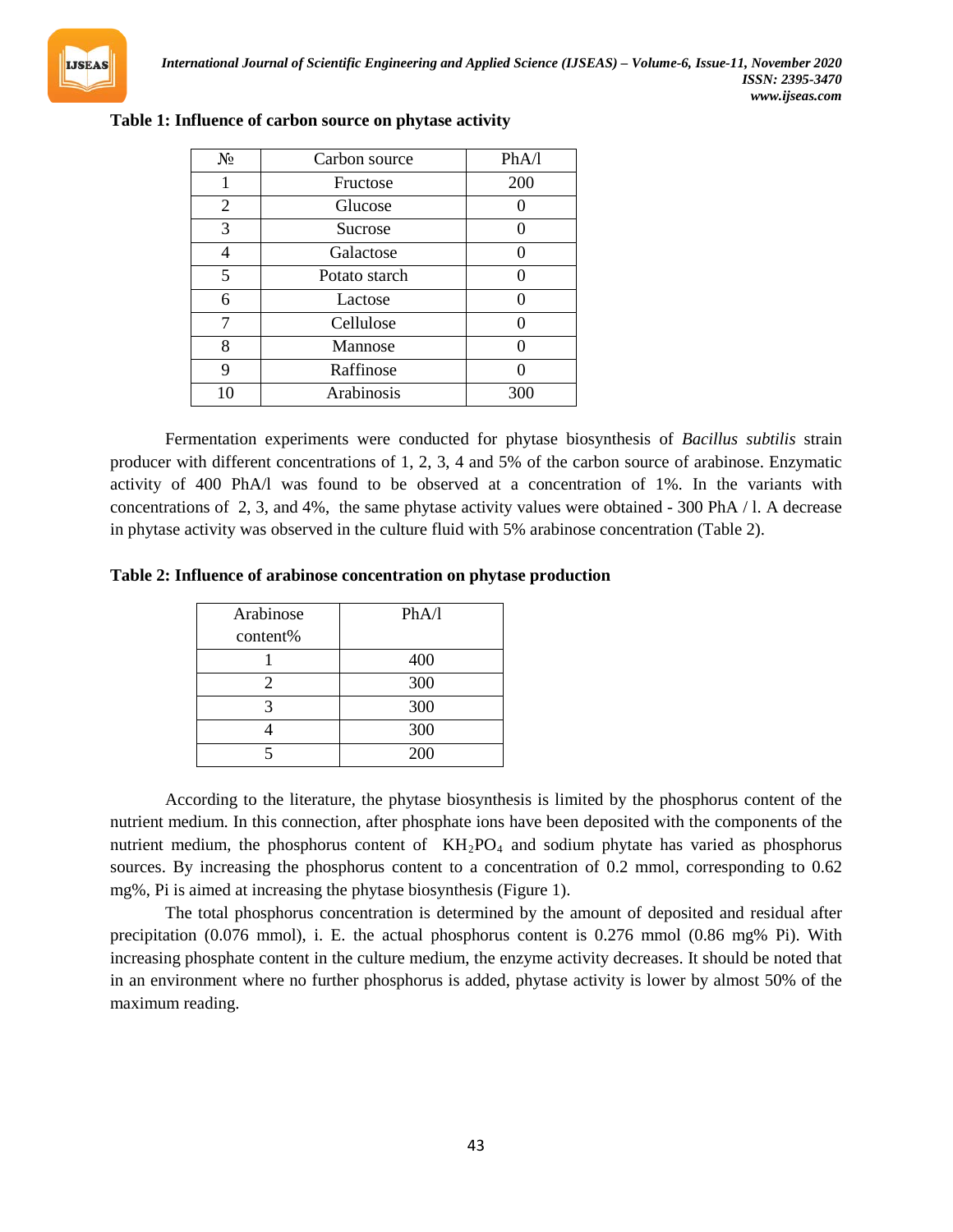**Table 1: Influence of carbon source on phytase activity**

| № | Carbon source | PhA/l |
|---|---|---|
| 1 | Fructose | 200 |
| 2 | Glucose | 0 |
| 3 | Sucrose | 0 |
| 4 | Galactose | 0 |
| 5 | Potato starch | 0 |
| 6 | Lactose | 0 |
| 7 | Cellulose | 0 |
| 8 | Mannose | 0 |
| 9 | Raffinose | 0 |
| 10 | Arabinosis | 300 |

Fermentation experiments were conducted for phytase biosynthesis of *Bacillus subtilis* strain producer with different concentrations of 1, 2, 3, 4 and 5% of the carbon source of arabinose. Enzymatic activity of 400 PhA/l was found to be observed at a concentration of 1%. In the variants with concentrations of 2, 3, and 4%, the same phytase activity values were obtained - 300 PhA / l. A decrease in phytase activity was observed in the culture fluid with 5% arabinose concentration (Table 2).

**Table 2: Influence of arabinose concentration on phytase production**

| Arabinose content% | PhA/l |
|---|---|
| 1 | 400 |
| 2 | 300 |
| 3 | 300 |
| 4 | 300 |
| 5 | 200 |

According to the literature, the phytase biosynthesis is limited by the phosphorus content of the nutrient medium. In this connection, after phosphate ions have been deposited with the components of the nutrient medium, the phosphorus content of $KH_2PO_4$ and sodium phytate has varied as phosphorus sources. By increasing the phosphorus content to a concentration of 0.2 mmol, corresponding to 0.62 mg%, Pi is aimed at increasing the phytase biosynthesis (Figure 1).

The total phosphorus concentration is determined by the amount of deposited and residual after precipitation (0.076 mmol), i. E. the actual phosphorus content is 0.276 mmol (0.86 mg% Pi). With increasing phosphate content in the culture medium, the enzyme activity decreases. It should be noted that in an environment where no further phosphorus is added, phytase activity is lower by almost 50% of the maximum reading.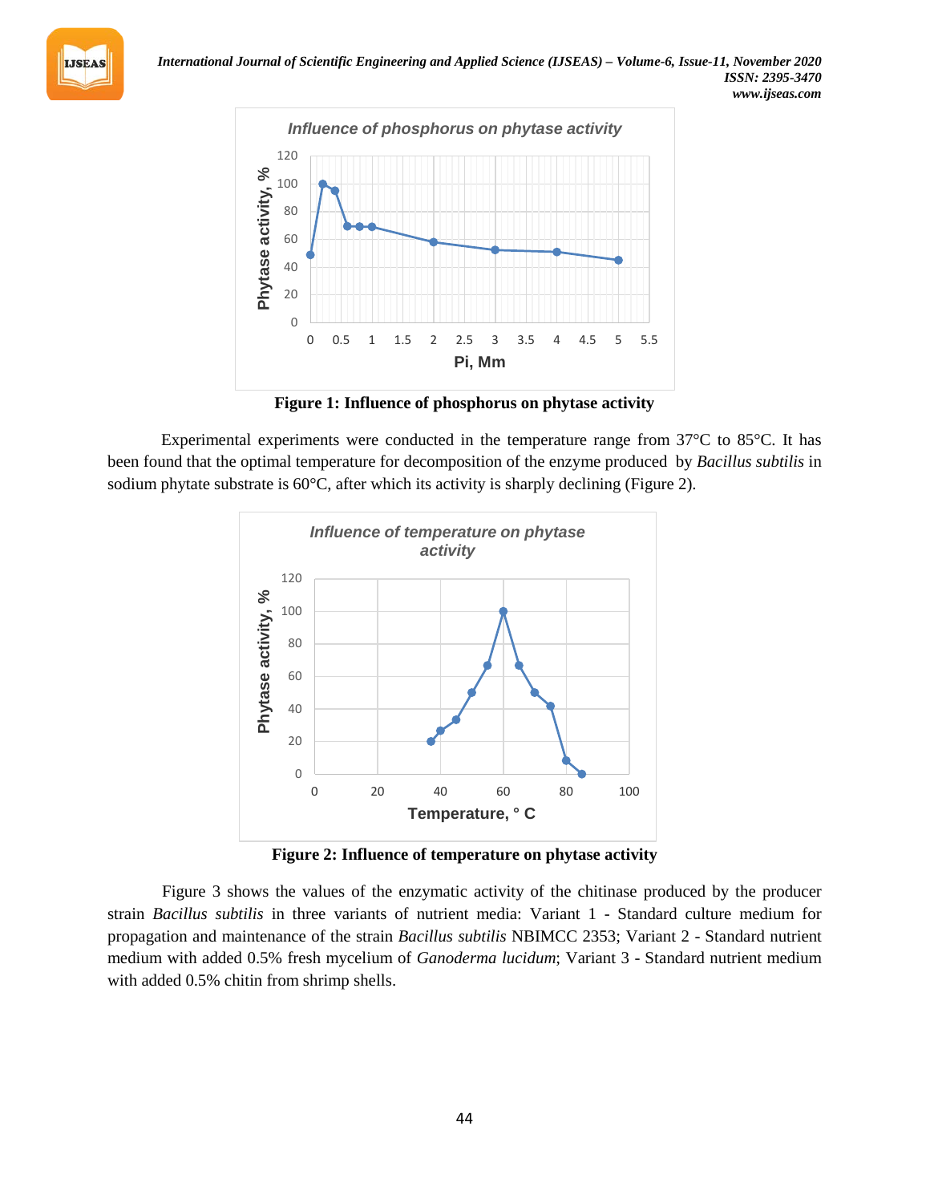**Figure 1: Influence of phosphorus on phytase activity**

Experimental experiments were conducted in the temperature range from 37°C to 85°C. It has been found that the optimal temperature for decomposition of the enzyme produced by *Bacillus subtilis* in sodium phytate substrate is 60°C, after which its activity is sharply declining (Figure 2).

**Figure 2: Influence of temperature on phytase activity**

Figure 3 shows the values of the enzymatic activity of the chitinase produced by the producer strain *Bacillus subtilis* in three variants of nutrient media: Variant 1 - Standard culture medium for propagation and maintenance of the strain *Bacillus subtilis* NBIMCC 2353; Variant 2 - Standard nutrient medium with added 0.5% fresh mycelium of *Ganoderma lucidum*; Variant 3 - Standard nutrient medium with added 0.5% chitin from shrimp shells.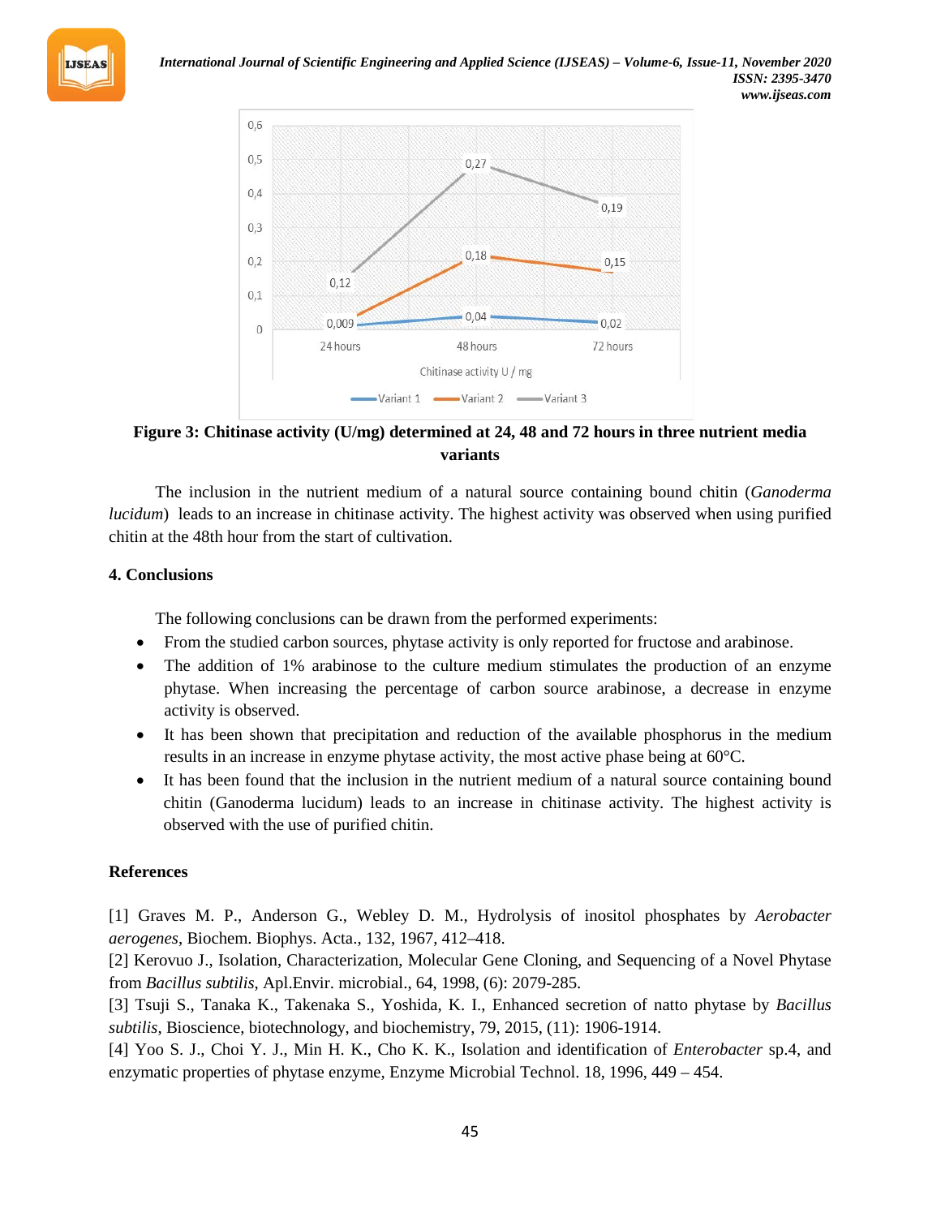**Figure 3: Chitinase activity (U/mg) determined at 24, 48 and 72 hours in three nutrient media variants**

The inclusion in the nutrient medium of a natural source containing bound chitin (*Ganoderma lucidum*) leads to an increase in chitinase activity. The highest activity was observed when using purified chitin at the 48th hour from the start of cultivation.

## 4. Conclusions

The following conclusions can be drawn from the performed experiments:

- From the studied carbon sources, phytase activity is only reported for fructose and arabinose.
- The addition of 1% arabinose to the culture medium stimulates the production of an enzyme phytase. When increasing the percentage of carbon source arabinose, a decrease in enzyme activity is observed.
- It has been shown that precipitation and reduction of the available phosphorus in the medium results in an increase in enzyme phytase activity, the most active phase being at 60°C.
- It has been found that the inclusion in the nutrient medium of a natural source containing bound chitin (Ganoderma lucidum) leads to an increase in chitinase activity. The highest activity is observed with the use of purified chitin.

## References

[1] Graves M. P., Anderson G., Webley D. M., Hydrolysis of inositol phosphates by *Aerobacter aerogenes*, Biochem. Biophys. Acta., 132, 1967, 412–418.

[2] Kerovuo J., Isolation, Characterization, Molecular Gene Cloning, and Sequencing of a Novel Phytase from *Bacillus subtilis*, Apl.Envir. microbial., 64, 1998, (6): 2079-285.

[3] Tsuji S., Tanaka K., Takenaka S., Yoshida, K. I., Enhanced secretion of natto phytase by *Bacillus subtilis*, Bioscience, biotechnology, and biochemistry, 79, 2015, (11): 1906-1914.

[4] Yoo S. J., Choi Y. J., Min H. K., Cho K. K., Isolation and identification of *Enterobacter* sp.4, and enzymatic properties of phytase enzyme, Enzyme Microbial Technol. 18, 1996, 449 – 454.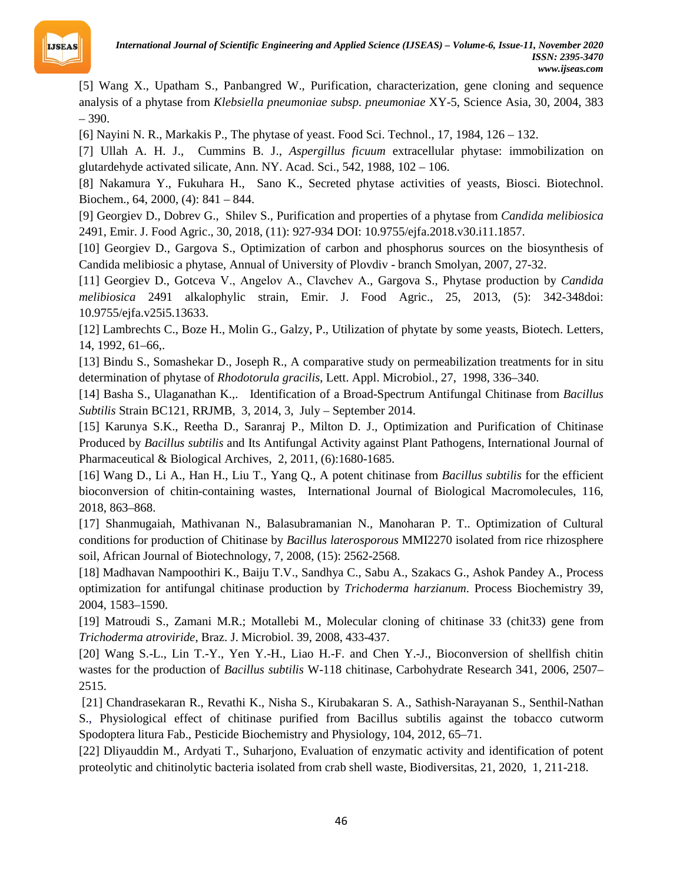[5] Wang X., Upatham S., Panbangred W., Purification, characterization, gene cloning and sequence analysis of a phytase from *Klebsiella pneumoniae subsp. pneumoniae* XY-5, Science Asia, 30, 2004, 383 – 390.

[6] Nayini N. R., Markakis P., The phytase of yeast. Food Sci. Technol., 17, 1984, 126 – 132.

[7] Ullah A. H. J., Cummins B. J., *Aspergillus ficuum* extracellular phytase: immobilization on glutardehyde activated silicate, Ann. NY. Acad. Sci., 542, 1988, 102 – 106.

[8] Nakamura Y., Fukuhara H., Sano K., Secreted phytase activities of yeasts, Biosci. Biotechnol. Biochem., 64, 2000, (4): 841 – 844.

[9] Georgiev D., Dobrev G., Shilev S., Purification and properties of a phytase from *Candida melibiosica* 2491, Emir. J. Food Agric., 30, 2018, (11): 927-934 DOI: 10.9755/ejfa.2018.v30.i11.1857.

[10] Georgiev D., Gargova S., Optimization of carbon and phosphorus sources on the biosynthesis of Candida melibiosic a phytase, Annual of University of Plovdiv - branch Smolyan, 2007, 27-32.

[11] Georgiev D., Gotceva V., Angelov A., Clavchev A., Gargova S., Phytase production by *Candida melibiosica* 2491 alkalophylic strain, Emir. J. Food Agric., 25, 2013, (5): 342-348doi: 10.9755/ejfa.v25i5.13633.

[12] Lambrechts C., Boze H., Molin G., Galzy, P., Utilization of phytate by some yeasts, Biotech. Letters, 14, 1992, 61–66,.

[13] Bindu S., Somashekar D., Joseph R., A comparative study on permeabilization treatments for in situ determination of phytase of *Rhodotorula gracilis*, Lett. Appl. Microbiol., 27, 1998, 336–340.

[14] Basha S., Ulaganathan K.,. Identification of a Broad-Spectrum Antifungal Chitinase from *Bacillus Subtilis* Strain BC121, RRJMB, 3, 2014, 3, July – September 2014.

[15] Karunya S.K., Reetha D., Saranraj P., Milton D. J., Optimization and Purification of Chitinase Produced by *Bacillus subtilis* and Its Antifungal Activity against Plant Pathogens, International Journal of Pharmaceutical & Biological Archives, 2, 2011, (6):1680-1685.

[16] Wang D., Li A., Han H., Liu T., Yang Q., A potent chitinase from *Bacillus subtilis* for the efficient bioconversion of chitin-containing wastes, International Journal of Biological Macromolecules, 116, 2018, 863–868.

[17] Shanmugaiah, Mathivanan N., Balasubramanian N., Manoharan P. T.. Optimization of Cultural conditions for production of Chitinase by *Bacillus laterosporous* MMI2270 isolated from rice rhizosphere soil, African Journal of Biotechnology, 7, 2008, (15): 2562-2568.

[18] Madhavan Nampoothiri K., Baiju T.V., Sandhya C., Sabu A., Szakacs G., Ashok Pandey A., Process optimization for antifungal chitinase production by *Trichoderma harzianum*. Process Biochemistry 39, 2004, 1583–1590.

[19] Matroudi S., Zamani M.R.; Motallebi M., Molecular cloning of chitinase 33 (chit33) gene from *Trichoderma atroviride*, Braz. J. Microbiol. 39, 2008, 433-437.

[20] Wang S.-L., Lin T.-Y., Yen Y.-H., Liao H.-F. and Chen Y.-J., Bioconversion of shellfish chitin wastes for the production of *Bacillus subtilis* W-118 chitinase, Carbohydrate Research 341, 2006, 2507–2515.

[21] Chandrasekaran R., Revathi K., Nisha S., Kirubakaran S. A., Sathish-Narayanan S., Senthil-Nathan S., Physiological effect of chitinase purified from Bacillus subtilis against the tobacco cutworm Spodoptera litura Fab., Pesticide Biochemistry and Physiology, 104, 2012, 65–71.

[22] Dliyauddin M., Ardyati T., Suharjono, Evaluation of enzymatic activity and identification of potent proteolytic and chitinolytic bacteria isolated from crab shell waste, Biodiversitas, 21, 2020, 1, 211-218.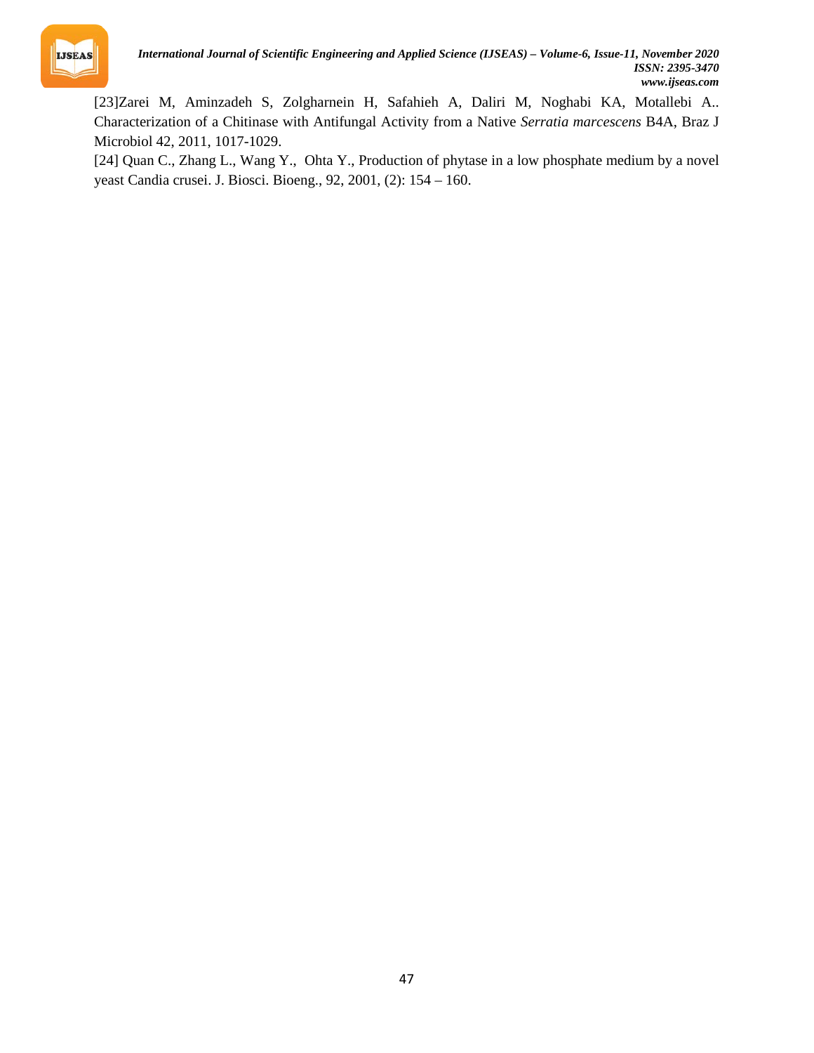[23]Zarei M, Aminzadeh S, Zolgharnein H, Safahieh A, Daliri M, Noghabi KA, Motallebi A.. Characterization of a Chitinase with Antifungal Activity from a Native *Serratia marcescens* B4A, Braz J Microbiol 42, 2011, 1017-1029.

[24] Quan C., Zhang L., Wang Y., Ohta Y., Production of phytase in a low phosphate medium by a novel yeast Candia crusei. J. Biosci. Bioeng., 92, 2001, (2): 154 – 160.